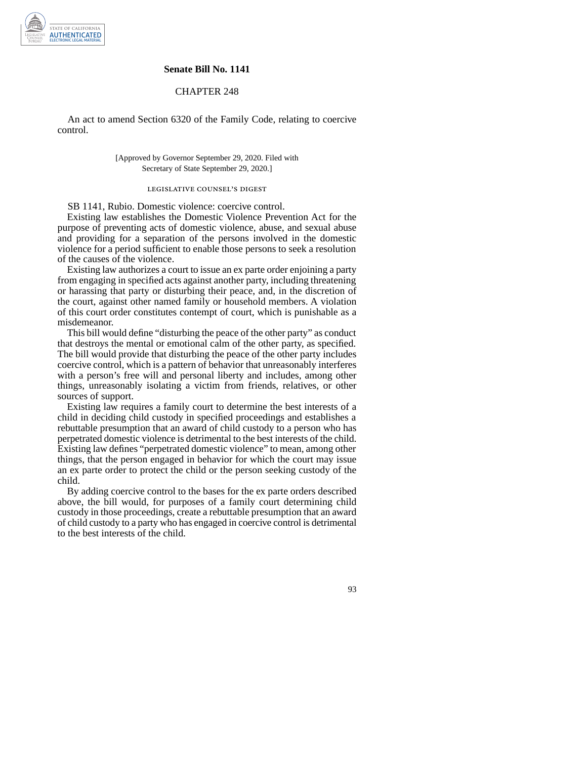**Senate Bill No. 1141**

CHAPTER 248

An act to amend Section 6320 of the Family Code, relating to coercive control.

[Approved by Governor September 29, 2020. Filed with Secretary of State September 29, 2020.]

LEGISLATIVE COUNSEL'S DIGEST

SB 1141, Rubio. Domestic violence: coercive control.

Existing law establishes the Domestic Violence Prevention Act for the purpose of preventing acts of domestic violence, abuse, and sexual abuse and providing for a separation of the persons involved in the domestic violence for a period sufficient to enable those persons to seek a resolution of the causes of the violence.

Existing law authorizes a court to issue an ex parte order enjoining a party from engaging in specified acts against another party, including threatening or harassing that party or disturbing their peace, and, in the discretion of the court, against other named family or household members. A violation of this court order constitutes contempt of court, which is punishable as a misdemeanor.

This bill would define "disturbing the peace of the other party" as conduct that destroys the mental or emotional calm of the other party, as specified. The bill would provide that disturbing the peace of the other party includes coercive control, which is a pattern of behavior that unreasonably interferes with a person's free will and personal liberty and includes, among other things, unreasonably isolating a victim from friends, relatives, or other sources of support.

Existing law requires a family court to determine the best interests of a child in deciding child custody in specified proceedings and establishes a rebuttable presumption that an award of child custody to a person who has perpetrated domestic violence is detrimental to the best interests of the child. Existing law defines "perpetrated domestic violence" to mean, among other things, that the person engaged in behavior for which the court may issue an ex parte order to protect the child or the person seeking custody of the child.

By adding coercive control to the bases for the ex parte orders described above, the bill would, for purposes of a family court determining child custody in those proceedings, create a rebuttable presumption that an award of child custody to a party who has engaged in coercive control is detrimental to the best interests of the child.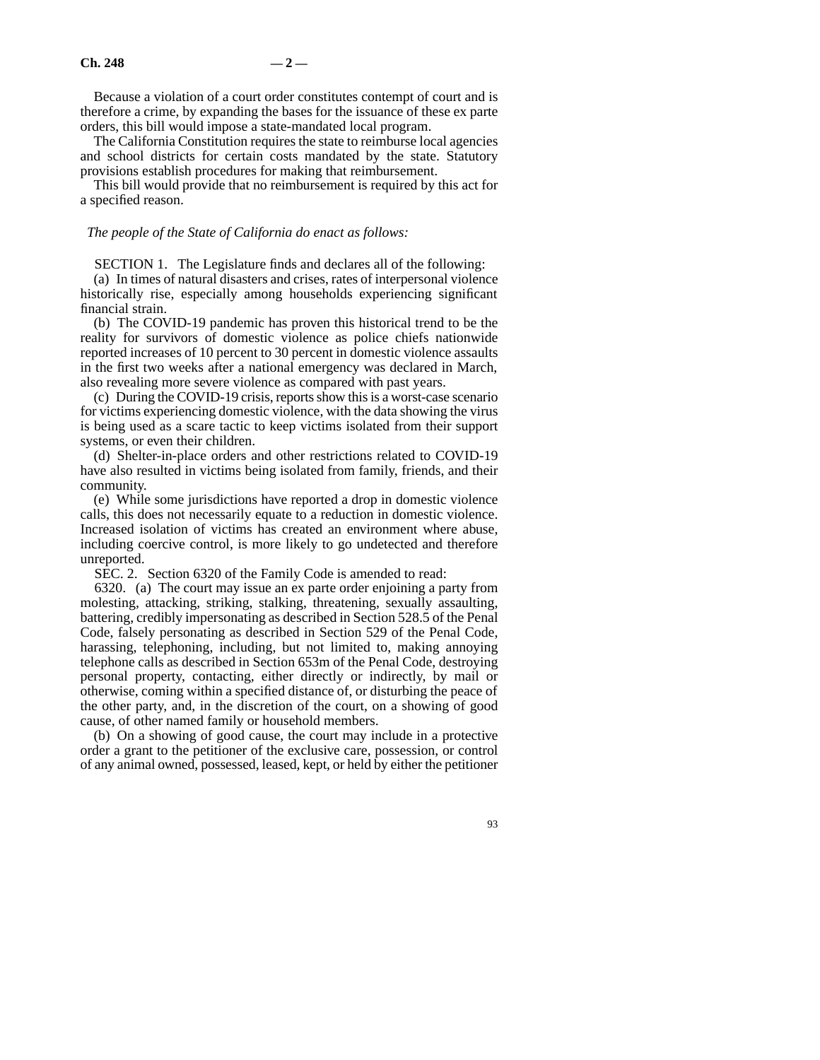Because a violation of a court order constitutes contempt of court and is therefore a crime, by expanding the bases for the issuance of these ex parte orders, this bill would impose a state-mandated local program.

The California Constitution requires the state to reimburse local agencies and school districts for certain costs mandated by the state. Statutory provisions establish procedures for making that reimbursement.

This bill would provide that no reimbursement is required by this act for a specified reason.

*The people of the State of California do enact as follows:*

SECTION 1. The Legislature finds and declares all of the following:

(a) In times of natural disasters and crises, rates of interpersonal violence historically rise, especially among households experiencing significant financial strain.

(b) The COVID-19 pandemic has proven this historical trend to be the reality for survivors of domestic violence as police chiefs nationwide reported increases of 10 percent to 30 percent in domestic violence assaults in the first two weeks after a national emergency was declared in March, also revealing more severe violence as compared with past years.

(c) During the COVID-19 crisis, reports show this is a worst-case scenario for victims experiencing domestic violence, with the data showing the virus is being used as a scare tactic to keep victims isolated from their support systems, or even their children.

(d) Shelter-in-place orders and other restrictions related to COVID-19 have also resulted in victims being isolated from family, friends, and their community.

(e) While some jurisdictions have reported a drop in domestic violence calls, this does not necessarily equate to a reduction in domestic violence. Increased isolation of victims has created an environment where abuse, including coercive control, is more likely to go undetected and therefore unreported.

SEC. 2. Section 6320 of the Family Code is amended to read:

6320. (a) The court may issue an ex parte order enjoining a party from molesting, attacking, striking, stalking, threatening, sexually assaulting, battering, credibly impersonating as described in Section 528.5 of the Penal Code, falsely personating as described in Section 529 of the Penal Code, harassing, telephoning, including, but not limited to, making annoying telephone calls as described in Section 653m of the Penal Code, destroying personal property, contacting, either directly or indirectly, by mail or otherwise, coming within a specified distance of, or disturbing the peace of the other party, and, in the discretion of the court, on a showing of good cause, of other named family or household members.

(b) On a showing of good cause, the court may include in a protective order a grant to the petitioner of the exclusive care, possession, or control of any animal owned, possessed, leased, kept, or held by either the petitioner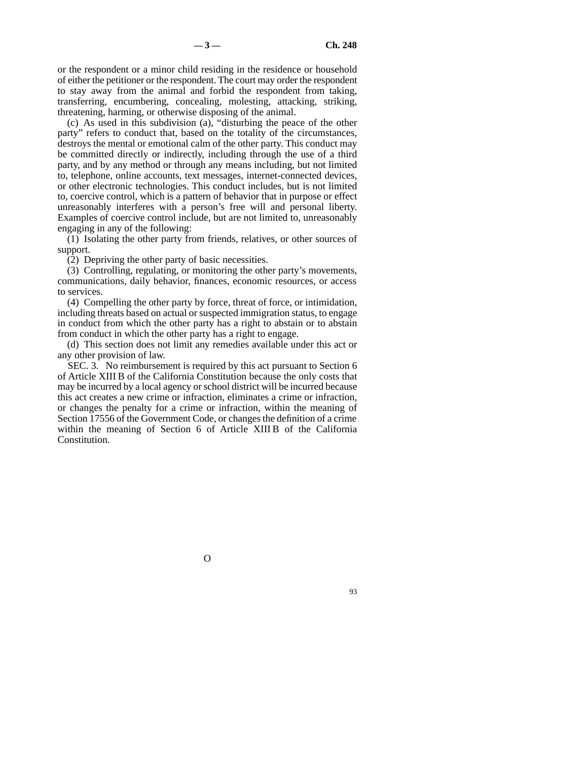or the respondent or a minor child residing in the residence or household of either the petitioner or the respondent. The court may order the respondent to stay away from the animal and forbid the respondent from taking, transferring, encumbering, concealing, molesting, attacking, striking, threatening, harming, or otherwise disposing of the animal.

(c) As used in this subdivision (a), "disturbing the peace of the other party" refers to conduct that, based on the totality of the circumstances, destroys the mental or emotional calm of the other party. This conduct may be committed directly or indirectly, including through the use of a third party, and by any method or through any means including, but not limited to, telephone, online accounts, text messages, internet-connected devices, or other electronic technologies. This conduct includes, but is not limited to, coercive control, which is a pattern of behavior that in purpose or effect unreasonably interferes with a person's free will and personal liberty. Examples of coercive control include, but are not limited to, unreasonably engaging in any of the following:

(1) Isolating the other party from friends, relatives, or other sources of support.

(2) Depriving the other party of basic necessities.

(3) Controlling, regulating, or monitoring the other party's movements, communications, daily behavior, finances, economic resources, or access to services.

(4) Compelling the other party by force, threat of force, or intimidation, including threats based on actual or suspected immigration status, to engage in conduct from which the other party has a right to abstain or to abstain from conduct in which the other party has a right to engage.

(d) This section does not limit any remedies available under this act or any other provision of law.

SEC. 3. No reimbursement is required by this act pursuant to Section 6 of Article XIII B of the California Constitution because the only costs that may be incurred by a local agency or school district will be incurred because this act creates a new crime or infraction, eliminates a crime or infraction, or changes the penalty for a crime or infraction, within the meaning of Section 17556 of the Government Code, or changes the definition of a crime within the meaning of Section 6 of Article XIII B of the California Constitution.